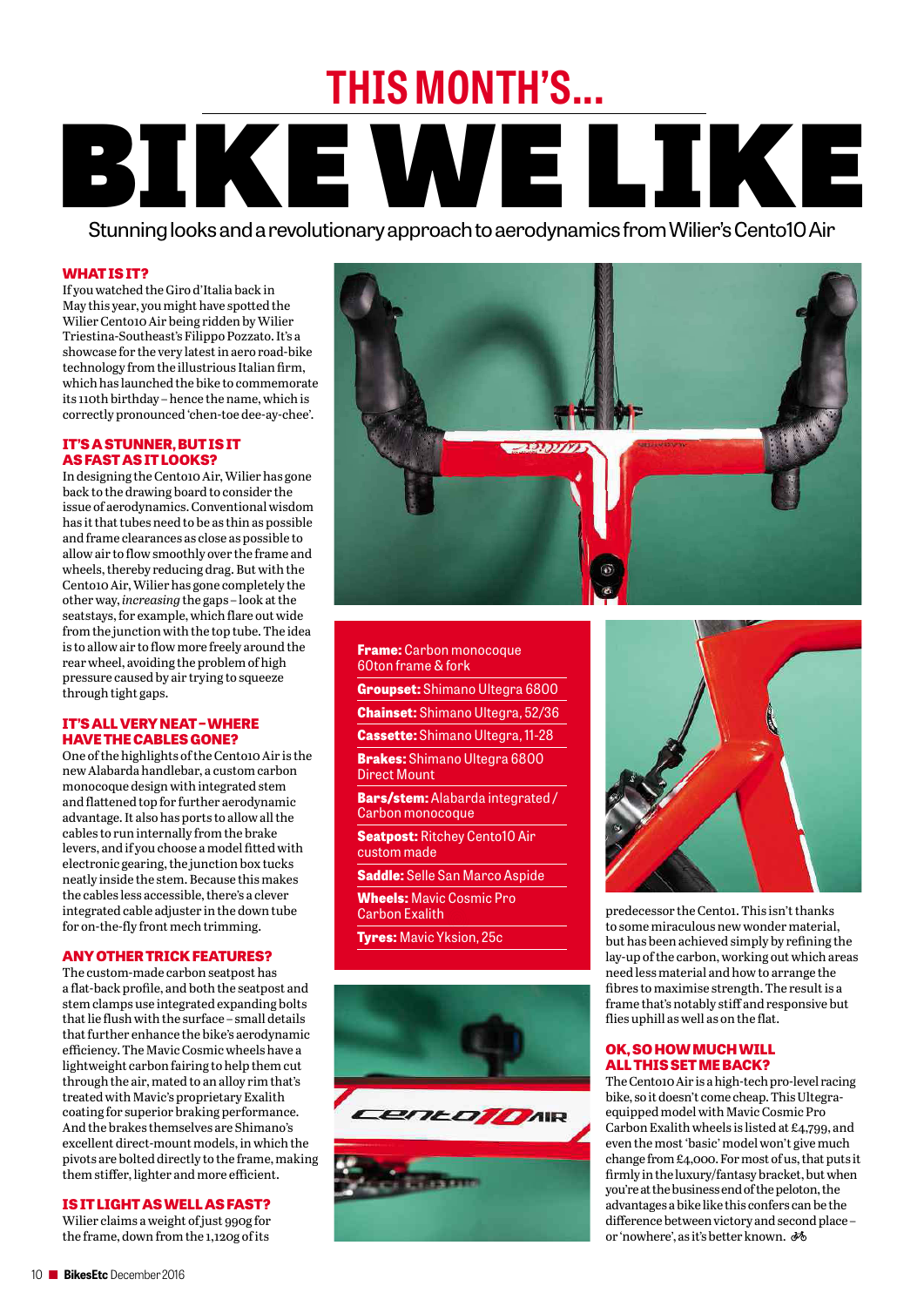# THIS MONTH'S...

# BIKE WE LIKE

Stunning looks and a revolutionary approach to aerodynamics from Wilier's Cento10 Air

### WHAT IS IT?

If you watched the Giro d'Italia back in May this year, you might have spotted the Wilier Cento10 Air being ridden by Wilier Triestina-Southeast's Filippo Pozzato. It's a showcase for the very latest in aero road-bike technology from the illustrious Italian firm, which has launched the bike to commemorate its 110th birthday – hence the name, which is correctly pronounced 'chen-toe dee-ay-chee'.

### IT'S A STUNNER, BUT IS IT AS FAST AS IT LOOKS?

In designing the Cento10 Air, Wilier has gone back to the drawing board to consider the issue of aerodynamics. Conventional wisdom has it that tubes need to be as thin as possible and frame clearances as close as possible to allow air to flow smoothly over the frame and wheels, thereby reducing drag. But with the Cento10 Air, Wilier has gone completely the other way, *increasing* the gaps – look at the seatstays, for example, which flare out wide from the junction with the top tube. The idea is to allow air to flow more freely around the rear wheel, avoiding the problem of high pressure caused by air trying to squeeze through tight gaps.

### IT'S ALL VERY NEAT – WHERE HAVE THE CABLES GONE?

One of the highlights of the Cento10 Air is the new Alabarda handlebar, a custom carbon monocoque design with integrated stem and flattened top for further aerodynamic advantage. It also has ports to allow all the cables to run internally from the brake levers, and if you choose a model fitted with electronic gearing, the junction box tucks neatly inside the stem. Because this makes the cables less accessible, there's a clever integrated cable adjuster in the down tube for on-the-fly front mech trimming.

### ANY OTHER TRICK FEATURES?

The custom-made carbon seatpost has a flat-back profile, and both the seatpost and stem clamps use integrated expanding bolts that lie flush with the surface – small details that further enhance the bike's aerodynamic efficiency. The Mavic Cosmic wheels have a lightweight carbon fairing to help them cut through the air, mated to an alloy rim that's treated with Mavic's proprietary Exalith coating for superior braking performance. And the brakes themselves are Shimano's excellent direct-mount models, in which the pivots are bolted directly to the frame, making them stiffer, lighter and more efficient.

### IS IT LIGHT AS WELL AS FAST?

Wilier claims a weight of just 990g for the frame, down from the 1,120g of its predecessor the Cento1. This isn't thanks to some miraculous new wonder material, but has been achieved simply by refining the lay-up of the carbon, working out which areas need less material and how to arrange the fibres to maximise strength. The result is a frame that's notably stiff and responsive but flies uphill as well as on the flat.

**Frame:** Carbon monocoque 60ton frame & fork
**Groupset:** Shimano Ultegra 6800
**Chainset:** Shimano Ultegra, 52/36
**Cassette:** Shimano Ultegra, 11-28
**Brakes:** Shimano Ultegra 6800 Direct Mount
**Bars/stem:** Alabarda integrated / Carbon monocoque
**Seatpost:** Ritchey Cento10 Air custom made
**Saddle:** Selle San Marco Aspide
**Wheels:** Mavic Cosmic Pro Carbon Exalith
**Tyres:** Mavic Yksion, 25c

### OK, SO HOW MUCH WILL ALL THIS SET ME BACK?

The Cento10 Air is a high-tech pro-level racing bike, so it doesn't come cheap. This Ultegra-equipped model with Mavic Cosmic Pro Carbon Exalith wheels is listed at £4,799, and even the most 'basic' model won't give much change from £4,000. For most of us, that puts it firmly in the luxury/fantasy bracket, but when you're at the business end of the peloton, the advantages a bike like this confers can be the difference between victory and second place – or 'nowhere', as it's better known.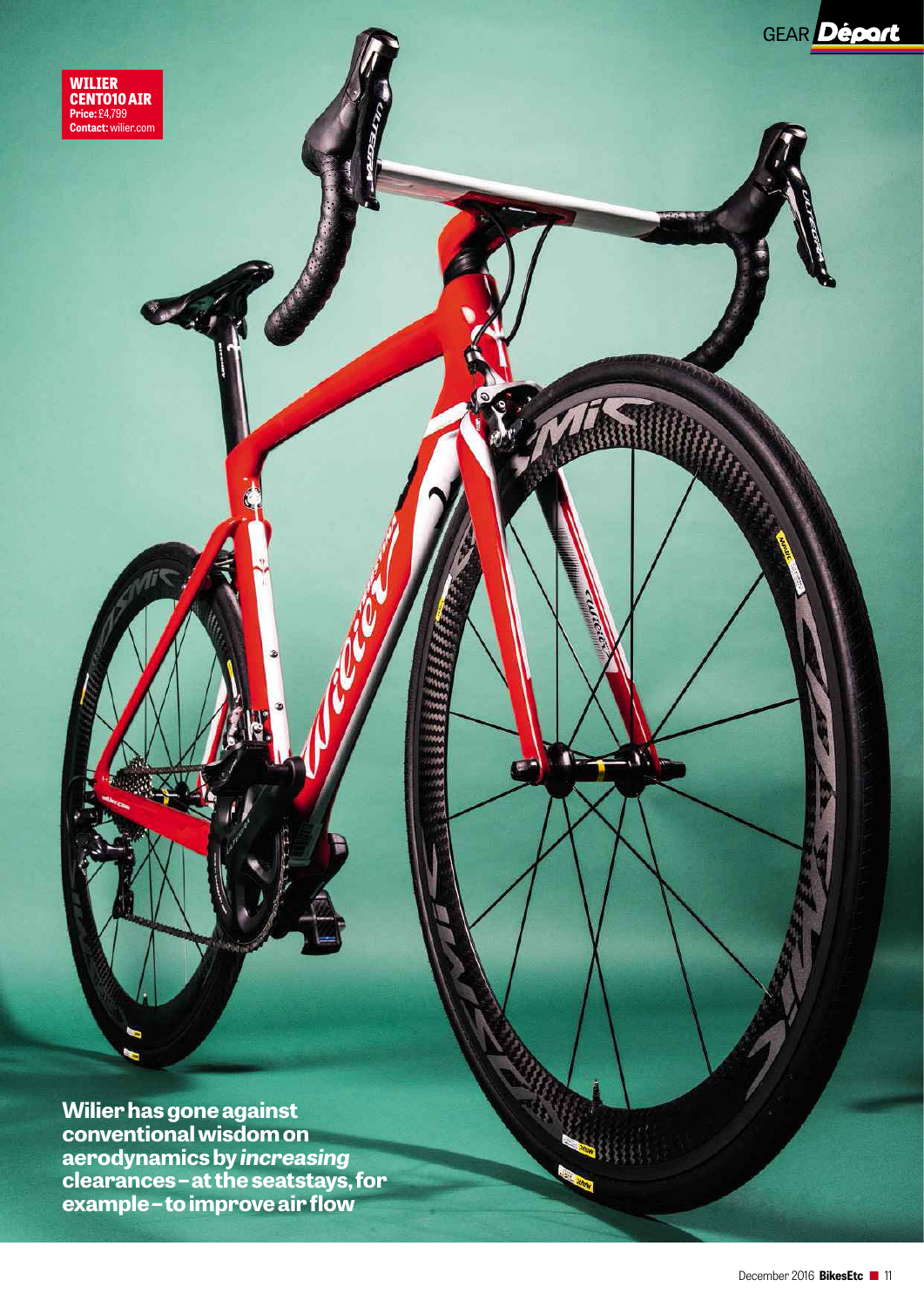**WILIER CENTO10 AIR**
**Price:** £4,799
**Contact:** wilier.com

**Wilier has gone against conventional wisdom on aerodynamics by *increasing* clearances – at the seatstays, for example – to improve air flow**